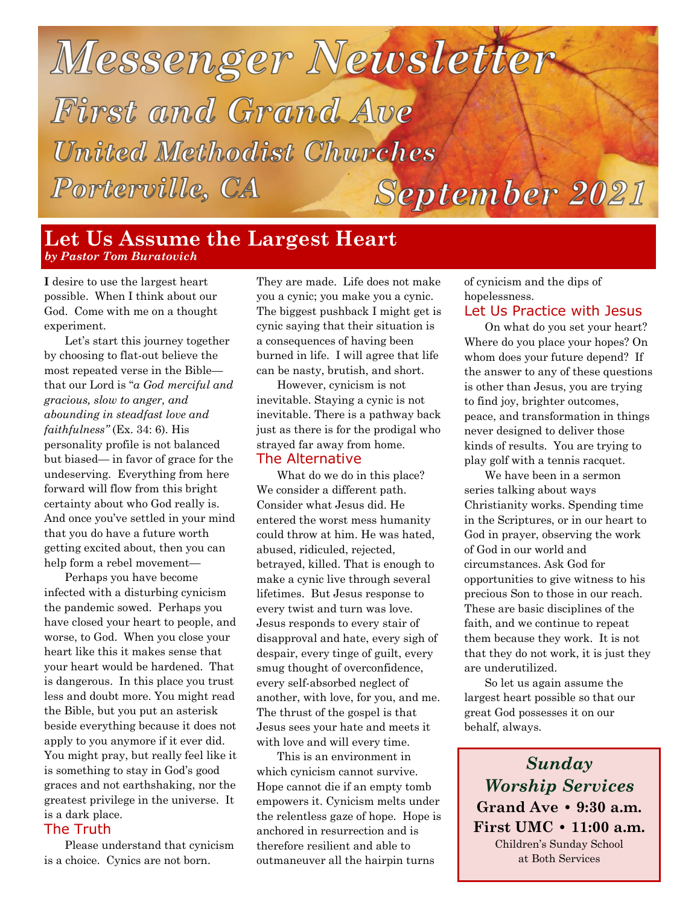# Messenger Newsletter

## First and Grand Ave United Methodist Churches

## Porterville, CA

## September 2021

## Let Us Assume the Largest Heart

***by Pastor Tom Buratovich***

**I** desire to use the largest heart possible. When I think about our God. Come with me on a thought experiment.

Let's start this journey together by choosing to flat-out believe the most repeated verse in the Bible—that our Lord is "*a God merciful and gracious, slow to anger, and abounding in steadfast love and faithfulness"* (Ex. 34: 6). His personality profile is not balanced but biased— in favor of grace for the undeserving. Everything from here forward will flow from this bright certainty about who God really is. And once you've settled in your mind that you do have a future worth getting excited about, then you can help form a rebel movement—

Perhaps you have become infected with a disturbing cynicism the pandemic sowed. Perhaps you have closed your heart to people, and worse, to God. When you close your heart like this it makes sense that your heart would be hardened. That is dangerous. In this place you trust less and doubt more. You might read the Bible, but you put an asterisk beside everything because it does not apply to you anymore if it ever did. You might pray, but really feel like it is something to stay in God's good graces and not earthshaking, nor the greatest privilege in the universe. It is a dark place.

### The Truth

Please understand that cynicism is a choice. Cynics are not born. They are made. Life does not make you a cynic; you make you a cynic. The biggest pushback I might get is cynic saying that their situation is a consequences of having been burned in life. I will agree that life can be nasty, brutish, and short.

However, cynicism is not inevitable. Staying a cynic is not inevitable. There is a pathway back just as there is for the prodigal who strayed far away from home.

### The Alternative

What do we do in this place? We consider a different path. Consider what Jesus did. He entered the worst mess humanity could throw at him. He was hated, abused, ridiculed, rejected, betrayed, killed. That is enough to make a cynic live through several lifetimes. But Jesus response to every twist and turn was love. Jesus responds to every stair of disapproval and hate, every sigh of despair, every tinge of guilt, every smug thought of overconfidence, every self-absorbed neglect of another, with love, for you, and me. The thrust of the gospel is that Jesus sees your hate and meets it with love and will every time.

This is an environment in which cynicism cannot survive. Hope cannot die if an empty tomb empowers it. Cynicism melts under the relentless gaze of hope. Hope is anchored in resurrection and is therefore resilient and able to outmaneuver all the hairpin turns of cynicism and the dips of hopelessness.

### Let Us Practice with Jesus

On what do you set your heart? Where do you place your hopes? On whom does your future depend? If the answer to any of these questions is other than Jesus, you are trying to find joy, brighter outcomes, peace, and transformation in things never designed to deliver those kinds of results. You are trying to play golf with a tennis racquet.

We have been in a sermon series talking about ways Christianity works. Spending time in the Scriptures, or in our heart to God in prayer, observing the work of God in our world and circumstances. Ask God for opportunities to give witness to his precious Son to those in our reach. These are basic disciplines of the faith, and we continue to repeat them because they work. It is not that they do not work, it is just they are underutilized.

So let us again assume the largest heart possible so that our great God possesses it on our behalf, always.

***Sunday Worship Services***

**Grand Ave • 9:30 a.m.**

**First UMC • 11:00 a.m.**

Children's Sunday School at Both Services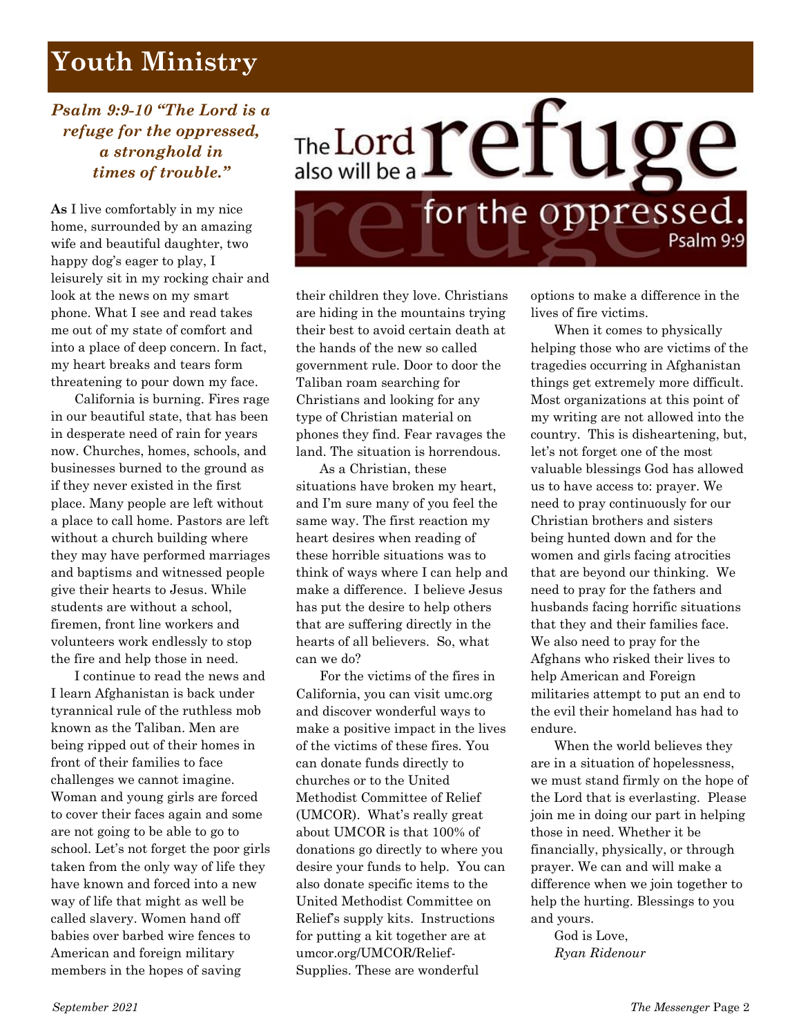# Youth Ministry

***Psalm 9:9-10 "The Lord is a refuge for the oppressed, a stronghold in times of trouble."***

The Lord also will be a refuge for the oppressed. Psalm 9:9

**As** I live comfortably in my nice home, surrounded by an amazing wife and beautiful daughter, two happy dog's eager to play, I leisurely sit in my rocking chair and look at the news on my smart phone. What I see and read takes me out of my state of comfort and into a place of deep concern. In fact, my heart breaks and tears form threatening to pour down my face.

California is burning. Fires rage in our beautiful state, that has been in desperate need of rain for years now. Churches, homes, schools, and businesses burned to the ground as if they never existed in the first place. Many people are left without a place to call home. Pastors are left without a church building where they may have performed marriages and baptisms and witnessed people give their hearts to Jesus. While students are without a school, firemen, front line workers and volunteers work endlessly to stop the fire and help those in need.

I continue to read the news and I learn Afghanistan is back under tyrannical rule of the ruthless mob known as the Taliban. Men are being ripped out of their homes in front of their families to face challenges we cannot imagine. Woman and young girls are forced to cover their faces again and some are not going to be able to go to school. Let's not forget the poor girls taken from the only way of life they have known and forced into a new way of life that might as well be called slavery. Women hand off babies over barbed wire fences to American and foreign military members in the hopes of saving their children they love. Christians are hiding in the mountains trying their best to avoid certain death at the hands of the new so called government rule. Door to door the Taliban roam searching for Christians and looking for any type of Christian material on phones they find. Fear ravages the land. The situation is horrendous.

As a Christian, these situations have broken my heart, and I'm sure many of you feel the same way. The first reaction my heart desires when reading of these horrible situations was to think of ways where I can help and make a difference. I believe Jesus has put the desire to help others that are suffering directly in the hearts of all believers. So, what can we do?

For the victims of the fires in California, you can visit umc.org and discover wonderful ways to make a positive impact in the lives of the victims of these fires. You can donate funds directly to churches or to the United Methodist Committee of Relief (UMCOR). What's really great about UMCOR is that 100% of donations go directly to where you desire your funds to help. You can also donate specific items to the United Methodist Committee on Relief's supply kits. Instructions for putting a kit together are at umcor.org/UMCOR/Relief-Supplies. These are wonderful options to make a difference in the lives of fire victims.

When it comes to physically helping those who are victims of the tragedies occurring in Afghanistan things get extremely more difficult. Most organizations at this point of my writing are not allowed into the country. This is disheartening, but, let's not forget one of the most valuable blessings God has allowed us to have access to: prayer. We need to pray continuously for our Christian brothers and sisters being hunted down and for the women and girls facing atrocities that are beyond our thinking. We need to pray for the fathers and husbands facing horrific situations that they and their families face. We also need to pray for the Afghans who risked their lives to help American and Foreign militaries attempt to put an end to the evil their homeland has had to endure.

When the world believes they are in a situation of hopelessness, we must stand firmly on the hope of the Lord that is everlasting. Please join me in doing our part in helping those in need. Whether it be financially, physically, or through prayer. We can and will make a difference when we join together to help the hurting. Blessings to you and yours.

God is Love,
*Ryan Ridenour*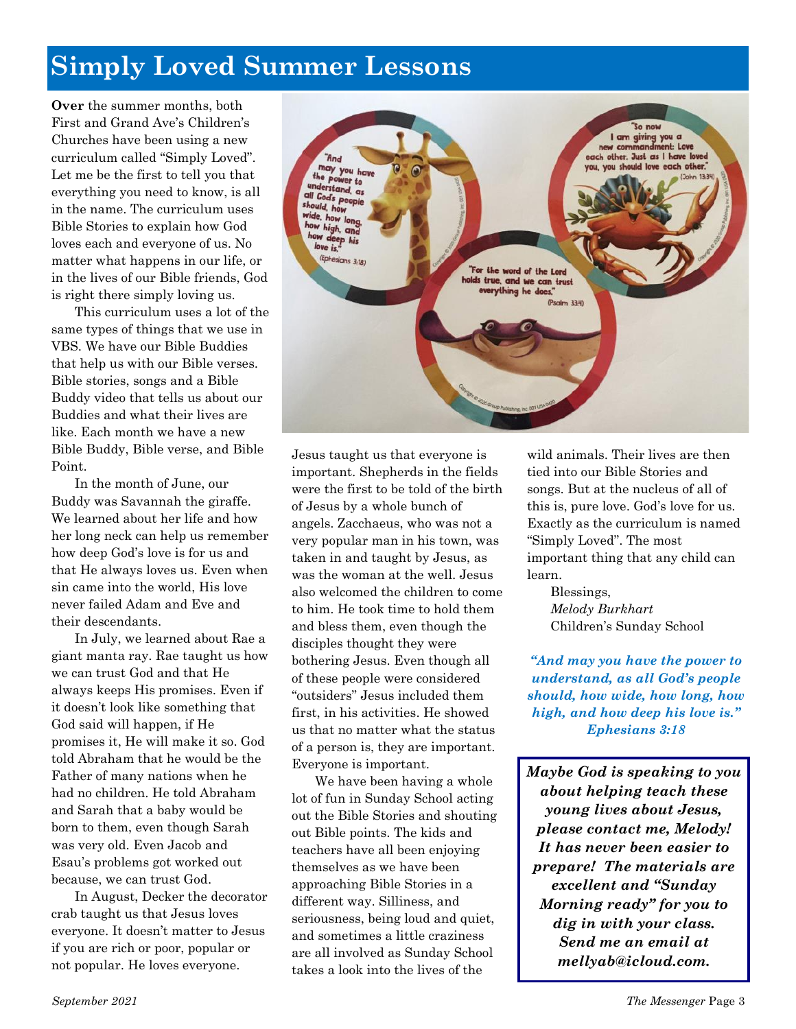# Simply Loved Summer Lessons

**Over** the summer months, both First and Grand Ave's Children's Churches have been using a new curriculum called "Simply Loved". Let me be the first to tell you that everything you need to know, is all in the name. The curriculum uses Bible Stories to explain how God loves each and everyone of us. No matter what happens in our life, or in the lives of our Bible friends, God is right there simply loving us.

This curriculum uses a lot of the same types of things that we use in VBS. We have our Bible Buddies that help us with our Bible verses. Bible stories, songs and a Bible Buddy video that tells us about our Buddies and what their lives are like. Each month we have a new Bible Buddy, Bible verse, and Bible Point.

In the month of June, our Buddy was Savannah the giraffe. We learned about her life and how her long neck can help us remember how deep God's love is for us and that He always loves us. Even when sin came into the world, His love never failed Adam and Eve and their descendants.

In July, we learned about Rae a giant manta ray. Rae taught us how we can trust God and that He always keeps His promises. Even if it doesn't look like something that God said will happen, if He promises it, He will make it so. God told Abraham that he would be the Father of many nations when he had no children. He told Abraham and Sarah that a baby would be born to them, even though Sarah was very old. Even Jacob and Esau's problems got worked out because, we can trust God.

In August, Decker the decorator crab taught us that Jesus loves everyone. It doesn't matter to Jesus if you are rich or poor, popular or not popular. He loves everyone. Jesus taught us that everyone is important. Shepherds in the fields were the first to be told of the birth of Jesus by a whole bunch of angels. Zacchaeus, who was not a very popular man in his town, was taken in and taught by Jesus, as was the woman at the well. Jesus also welcomed the children to come to him. He took time to hold them and bless them, even though the disciples thought they were bothering Jesus. Even though all of these people were considered "outsiders" Jesus included them first, in his activities. He showed us that no matter what the status of a person is, they are important. Everyone is important.

We have been having a whole lot of fun in Sunday School acting out the Bible Stories and shouting out Bible points. The kids and teachers have all been enjoying themselves as we have been approaching Bible Stories in a different way. Silliness, and seriousness, being loud and quiet, and sometimes a little craziness are all involved as Sunday School takes a look into the lives of the wild animals. Their lives are then tied into our Bible Stories and songs. But at the nucleus of all of this is, pure love. God's love for us. Exactly as the curriculum is named "Simply Loved". The most important thing that any child can learn.

Blessings,
*Melody Burkhart*
Children's Sunday School

***"And may you have the power to understand, as all God's people should, how wide, how long, how high, and how deep his love is." Ephesians 3:18***

***Maybe God is speaking to you about helping teach these young lives about Jesus, please contact me, Melody! It has never been easier to prepare! The materials are excellent and "Sunday Morning ready" for you to dig in with your class. Send me an email at mellyab@icloud.com.***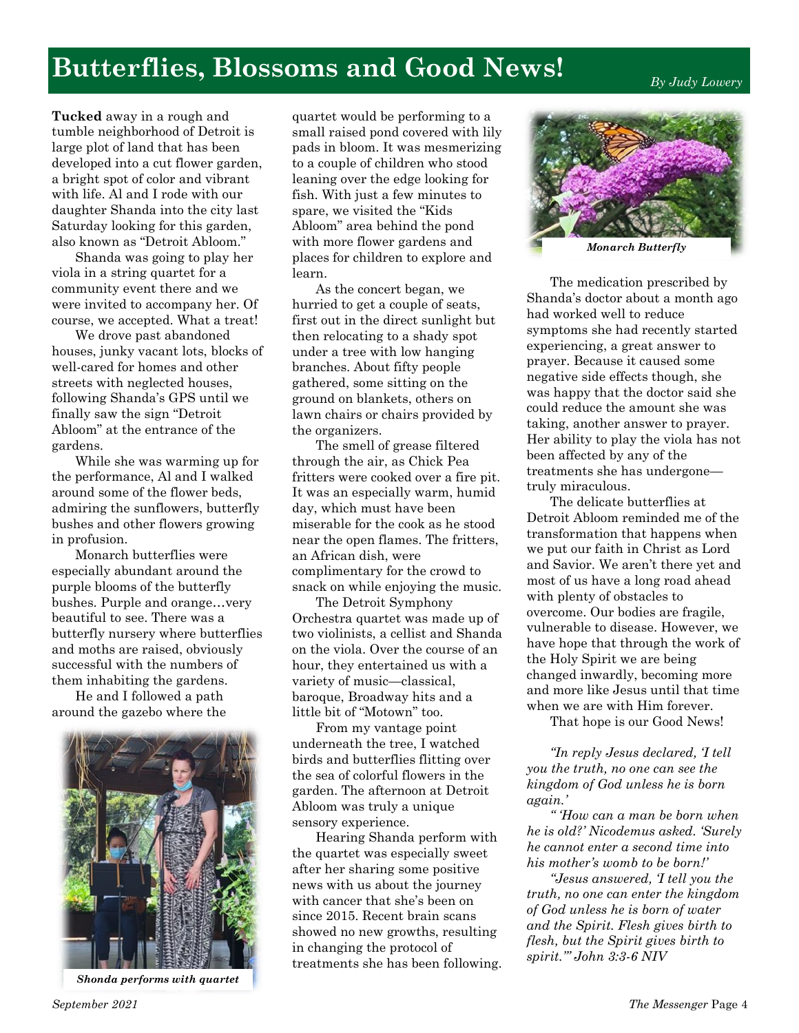# Butterflies, Blossoms and Good News!

*By Judy Lowery*

**Tucked** away in a rough and tumble neighborhood of Detroit is large plot of land that has been developed into a cut flower garden, a bright spot of color and vibrant with life. Al and I rode with our daughter Shanda into the city last Saturday looking for this garden, also known as "Detroit Abloom."

Shanda was going to play her viola in a string quartet for a community event there and we were invited to accompany her. Of course, we accepted. What a treat!

We drove past abandoned houses, junky vacant lots, blocks of well-cared for homes and other streets with neglected houses, following Shanda's GPS until we finally saw the sign "Detroit Abloom" at the entrance of the gardens.

While she was warming up for the performance, Al and I walked around some of the flower beds, admiring the sunflowers, butterfly bushes and other flowers growing in profusion.

Monarch butterflies were especially abundant around the purple blooms of the butterfly bushes. Purple and orange…very beautiful to see. There was a butterfly nursery where butterflies and moths are raised, obviously successful with the numbers of them inhabiting the gardens.

He and I followed a path around the gazebo where the quartet would be performing to a small raised pond covered with lily pads in bloom. It was mesmerizing to a couple of children who stood leaning over the edge looking for fish. With just a few minutes to spare, we visited the "Kids Abloom" area behind the pond with more flower gardens and places for children to explore and learn.

*Shonda performs with quartet*

As the concert began, we hurried to get a couple of seats, first out in the direct sunlight but then relocating to a shady spot under a tree with low hanging branches. About fifty people gathered, some sitting on the ground on blankets, others on lawn chairs or chairs provided by the organizers.

The smell of grease filtered through the air, as Chick Pea fritters were cooked over a fire pit. It was an especially warm, humid day, which must have been miserable for the cook as he stood near the open flames. The fritters, an African dish, were complimentary for the crowd to snack on while enjoying the music.

The Detroit Symphony Orchestra quartet was made up of two violinists, a cellist and Shanda on the viola. Over the course of an hour, they entertained us with a variety of music—classical, baroque, Broadway hits and a little bit of "Motown" too.

From my vantage point underneath the tree, I watched birds and butterflies flitting over the sea of colorful flowers in the garden. The afternoon at Detroit Abloom was truly a unique sensory experience.

Hearing Shanda perform with the quartet was especially sweet after her sharing some positive news with us about the journey with cancer that she's been on since 2015. Recent brain scans showed no new growths, resulting in changing the protocol of treatments she has been following.

*Monarch Butterfly*

The medication prescribed by Shanda's doctor about a month ago had worked well to reduce symptoms she had recently started experiencing, a great answer to prayer. Because it caused some negative side effects though, she was happy that the doctor said she could reduce the amount she was taking, another answer to prayer. Her ability to play the viola has not been affected by any of the treatments she has undergone—truly miraculous.

The delicate butterflies at Detroit Abloom reminded me of the transformation that happens when we put our faith in Christ as Lord and Savior. We aren't there yet and most of us have a long road ahead with plenty of obstacles to overcome. Our bodies are fragile, vulnerable to disease. However, we have hope that through the work of the Holy Spirit we are being changed inwardly, becoming more and more like Jesus until that time when we are with Him forever.

That hope is our Good News!

*"In reply Jesus declared, 'I tell you the truth, no one can see the kingdom of God unless he is born again.'*

*" 'How can a man be born when he is old?' Nicodemus asked. 'Surely he cannot enter a second time into his mother's womb to be born!'*

*"Jesus answered, 'I tell you the truth, no one can enter the kingdom of God unless he is born of water and the Spirit. Flesh gives birth to flesh, but the Spirit gives birth to spirit.'" John 3:3-6 NIV*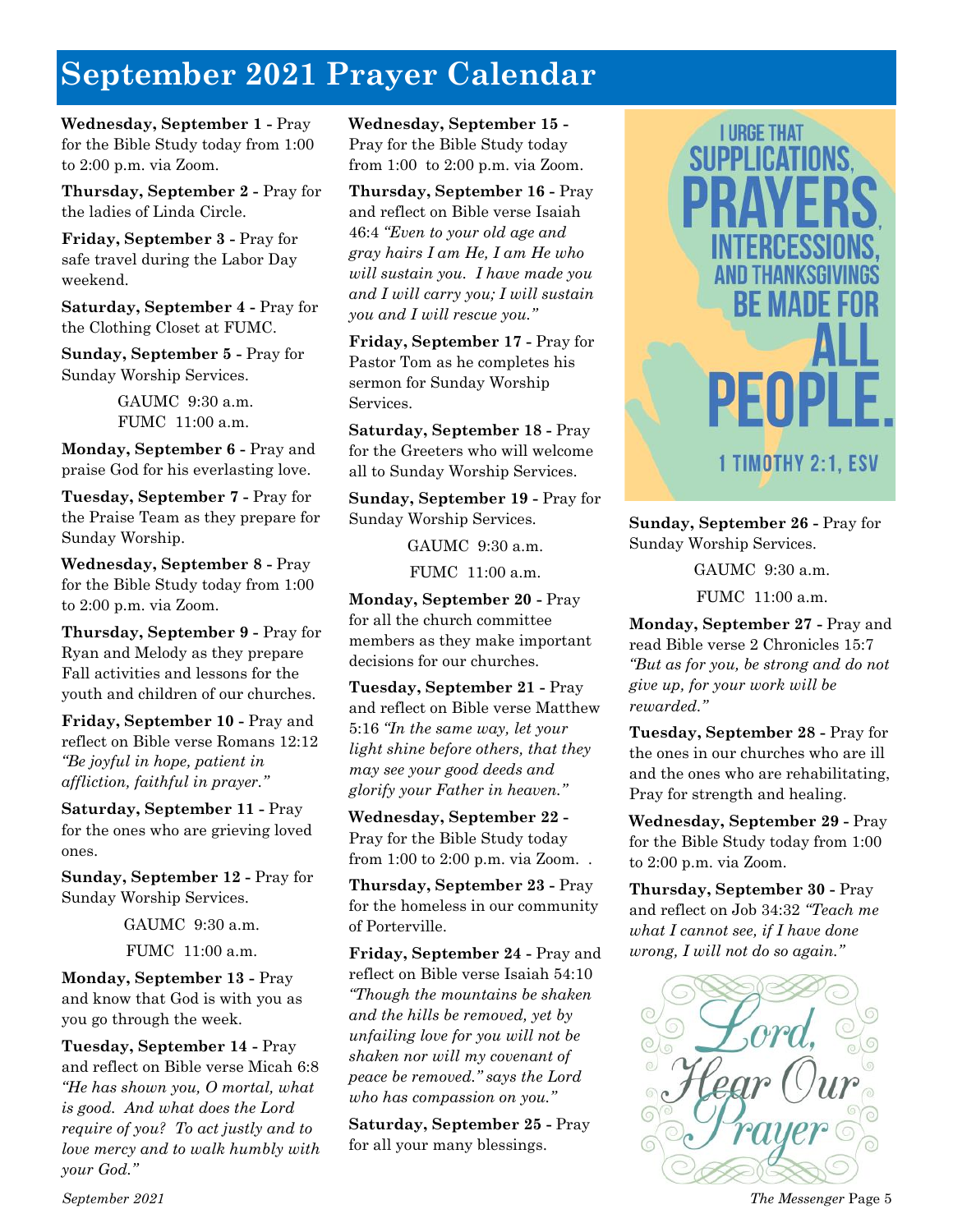# September 2021 Prayer Calendar

**Wednesday, September 1 -** Pray for the Bible Study today from 1:00 to 2:00 p.m. via Zoom.

**Thursday, September 2 -** Pray for the ladies of Linda Circle.

**Friday, September 3 -** Pray for safe travel during the Labor Day weekend.

**Saturday, September 4 -** Pray for the Clothing Closet at FUMC.

**Sunday, September 5 -** Pray for Sunday Worship Services.

GAUMC 9:30 a.m.
FUMC 11:00 a.m.

**Monday, September 6 -** Pray and praise God for his everlasting love.

**Tuesday, September 7 -** Pray for the Praise Team as they prepare for Sunday Worship.

**Wednesday, September 8 -** Pray for the Bible Study today from 1:00 to 2:00 p.m. via Zoom.

**Thursday, September 9 -** Pray for Ryan and Melody as they prepare Fall activities and lessons for the youth and children of our churches.

**Friday, September 10 -** Pray and reflect on Bible verse Romans 12:12 *"Be joyful in hope, patient in affliction, faithful in prayer."*

**Saturday, September 11 -** Pray for the ones who are grieving loved ones.

**Sunday, September 12 -** Pray for Sunday Worship Services.

GAUMC 9:30 a.m.

FUMC 11:00 a.m.

**Monday, September 13 -** Pray and know that God is with you as you go through the week.

**Tuesday, September 14 -** Pray and reflect on Bible verse Micah 6:8 *"He has shown you, O mortal, what is good. And what does the Lord require of you? To act justly and to love mercy and to walk humbly with your God."*

**Wednesday, September 15 -** Pray for the Bible Study today from 1:00 to 2:00 p.m. via Zoom.

**Thursday, September 16 -** Pray and reflect on Bible verse Isaiah 46:4 *"Even to your old age and gray hairs I am He, I am He who will sustain you. I have made you and I will carry you; I will sustain you and I will rescue you."*

**Friday, September 17 -** Pray for Pastor Tom as he completes his sermon for Sunday Worship Services.

**Saturday, September 18 -** Pray for the Greeters who will welcome all to Sunday Worship Services.

**Sunday, September 19 -** Pray for Sunday Worship Services.

GAUMC 9:30 a.m.

FUMC 11:00 a.m.

**Monday, September 20 -** Pray for all the church committee members as they make important decisions for our churches.

**Tuesday, September 21 -** Pray and reflect on Bible verse Matthew 5:16 *"In the same way, let your light shine before others, that they may see your good deeds and glorify your Father in heaven."*

**Wednesday, September 22 -** Pray for the Bible Study today from 1:00 to 2:00 p.m. via Zoom. .

**Thursday, September 23 -** Pray for the homeless in our community of Porterville.

**Friday, September 24 -** Pray and reflect on Bible verse Isaiah 54:10 *"Though the mountains be shaken and the hills be removed, yet by unfailing love for you will not be shaken nor will my covenant of peace be removed." says the Lord who has compassion on you."*

**Saturday, September 25 -** Pray for all your many blessings.

I URGE THAT SUPPLICATIONS, PRAYERS, INTERCESSIONS, AND THANKSGIVINGS BE MADE FOR ALL PEOPLE.

1 TIMOTHY 2:1, ESV

**Sunday, September 26 -** Pray for Sunday Worship Services.

GAUMC 9:30 a.m.

FUMC 11:00 a.m.

**Monday, September 27 -** Pray and read Bible verse 2 Chronicles 15:7 *"But as for you, be strong and do not give up, for your work will be rewarded."*

**Tuesday, September 28 -** Pray for the ones in our churches who are ill and the ones who are rehabilitating, Pray for strength and healing.

**Wednesday, September 29 -** Pray for the Bible Study today from 1:00 to 2:00 p.m. via Zoom.

**Thursday, September 30 -** Pray and reflect on Job 34:32 *"Teach me what I cannot see, if I have done wrong, I will not do so again."*

Lord, Hear Our Prayer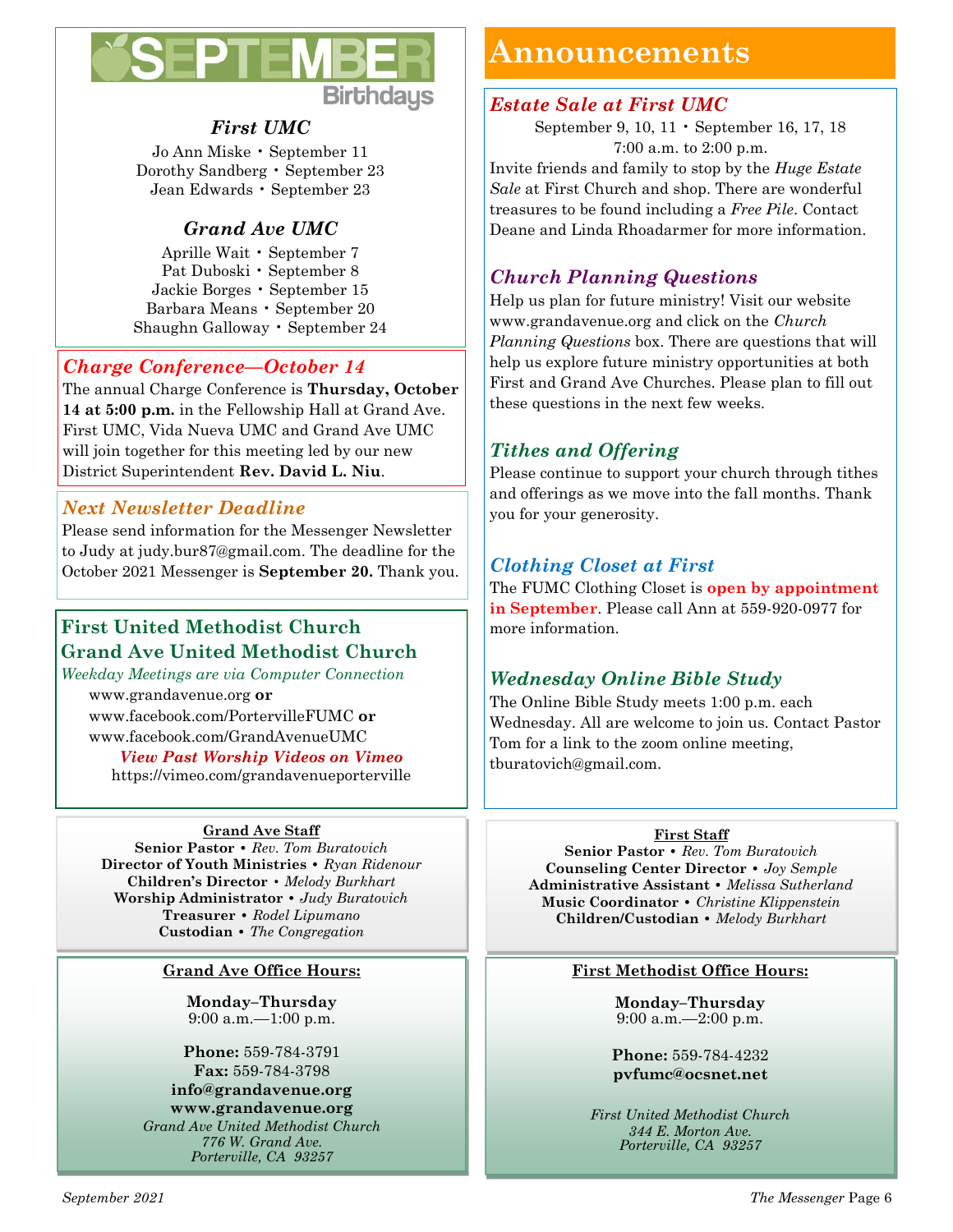# SEPTEMBER Birthdays

### *First UMC*

Jo Ann Miske • September 11
Dorothy Sandberg • September 23
Jean Edwards • September 23

### *Grand Ave UMC*

Aprille Wait • September 7
Pat Duboski • September 8
Jackie Borges • September 15
Barbara Means • September 20
Shaughn Galloway • September 24

## *Charge Conference—October 14*

The annual Charge Conference is **Thursday, October 14 at 5:00 p.m.** in the Fellowship Hall at Grand Ave. First UMC, Vida Nueva UMC and Grand Ave UMC will join together for this meeting led by our new District Superintendent **Rev. David L. Niu**.

## *Next Newsletter Deadline*

Please send information for the Messenger Newsletter to Judy at judy.bur87@gmail.com. The deadline for the October 2021 Messenger is **September 20.** Thank you.

## First United Methodist Church
## Grand Ave United Methodist Church

*Weekday Meetings are via Computer Connection*

www.grandavenue.org **or**
www.facebook.com/PortervilleFUMC **or**
www.facebook.com/GrandAvenueUMC

***View Past Worship Videos on Vimeo***
https://vimeo.com/grandavenueporterville

# Announcements

## *Estate Sale at First UMC*

September 9, 10, 11 • September 16, 17, 18
7:00 a.m. to 2:00 p.m.

Invite friends and family to stop by the *Huge Estate Sale* at First Church and shop. There are wonderful treasures to be found including a *Free Pile*. Contact Deane and Linda Rhoadarmer for more information.

## *Church Planning Questions*

Help us plan for future ministry! Visit our website www.grandavenue.org and click on the *Church Planning Questions* box. There are questions that will help us explore future ministry opportunities at both First and Grand Ave Churches. Please plan to fill out these questions in the next few weeks.

## *Tithes and Offering*

Please continue to support your church through tithes and offerings as we move into the fall months. Thank you for your generosity.

## *Clothing Closet at First*

The FUMC Clothing Closet is **open by appointment in September**. Please call Ann at 559-920-0977 for more information.

## *Wednesday Online Bible Study*

The Online Bible Study meets 1:00 p.m. each Wednesday. All are welcome to join us. Contact Pastor Tom for a link to the zoom online meeting, tburatovich@gmail.com.

**Grand Ave Staff**

**Senior Pastor** • *Rev. Tom Buratovich*
**Director of Youth Ministries** • *Ryan Ridenour*
**Children's Director** • *Melody Burkhart*
**Worship Administrator** • *Judy Buratovich*
**Treasurer** • *Rodel Lipumano*
**Custodian** • *The Congregation*

**First Staff**

**Senior Pastor** • *Rev. Tom Buratovich*
**Counseling Center Director** • *Joy Semple*
**Administrative Assistant** • *Melissa Sutherland*
**Music Coordinator** • *Christine Klippenstein*
**Children/Custodian** • *Melody Burkhart*

**Grand Ave Office Hours:**

**Monday–Thursday**
9:00 a.m.—1:00 p.m.

**Phone:** 559-784-3791
**Fax:** 559-784-3798
**info@grandavenue.org**
**www.grandavenue.org**
*Grand Ave United Methodist Church*
*776 W. Grand Ave.*
*Porterville, CA 93257*

**First Methodist Office Hours:**

**Monday–Thursday**
9:00 a.m.—2:00 p.m.

**Phone:** 559-784-4232
**pvfumc@ocsnet.net**

*First United Methodist Church*
*344 E. Morton Ave.*
*Porterville, CA 93257*